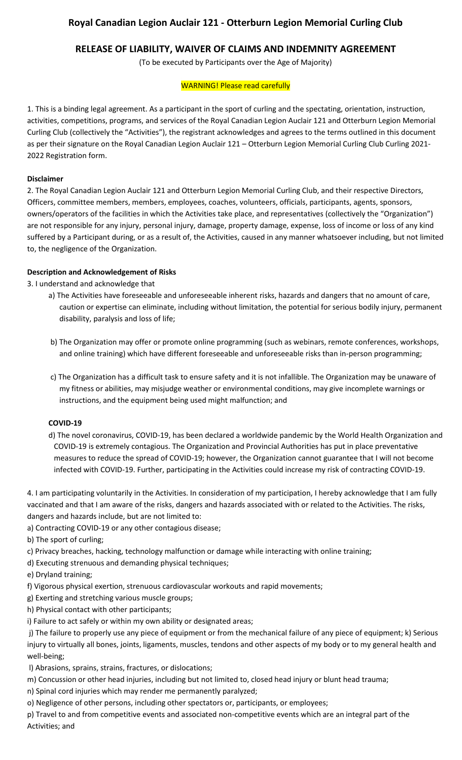# Royal Canadian Legion Auclair 121 - Otterburn Legion Memorial Curling Club

## RELEASE OF LIABILITY, WAIVER OF CLAIMS AND INDEMNITY AGREEMENT

(To be executed by Participants over the Age of Majority)

WARNING! Please read carefully

1. This is a binding legal agreement. As a participant in the sport of curling and the spectating, orientation, instruction, activities, competitions, programs, and services of the Royal Canadian Legion Auclair 121 and Otterburn Legion Memorial Curling Club (collectively the "Activities"), the registrant acknowledges and agrees to the terms outlined in this document as per their signature on the Royal Canadian Legion Auclair 121 – Otterburn Legion Memorial Curling Club Curling 2021-2022 Registration form.

**Disclaimer**

2. The Royal Canadian Legion Auclair 121 and Otterburn Legion Memorial Curling Club, and their respective Directors, Officers, committee members, members, employees, coaches, volunteers, officials, participants, agents, sponsors, owners/operators of the facilities in which the Activities take place, and representatives (collectively the "Organization") are not responsible for any injury, personal injury, damage, property damage, expense, loss of income or loss of any kind suffered by a Participant during, or as a result of, the Activities, caused in any manner whatsoever including, but not limited to, the negligence of the Organization.

**Description and Acknowledgement of Risks**

3. I understand and acknowledge that

a) The Activities have foreseeable and unforeseeable inherent risks, hazards and dangers that no amount of care, caution or expertise can eliminate, including without limitation, the potential for serious bodily injury, permanent disability, paralysis and loss of life;

b) The Organization may offer or promote online programming (such as webinars, remote conferences, workshops, and online training) which have different foreseeable and unforeseeable risks than in-person programming;

c) The Organization has a difficult task to ensure safety and it is not infallible. The Organization may be unaware of my fitness or abilities, may misjudge weather or environmental conditions, may give incomplete warnings or instructions, and the equipment being used might malfunction; and

**COVID-19**

d) The novel coronavirus, COVID-19, has been declared a worldwide pandemic by the World Health Organization and COVID-19 is extremely contagious. The Organization and Provincial Authorities has put in place preventative measures to reduce the spread of COVID-19; however, the Organization cannot guarantee that I will not become infected with COVID-19. Further, participating in the Activities could increase my risk of contracting COVID-19.

4. I am participating voluntarily in the Activities. In consideration of my participation, I hereby acknowledge that I am fully vaccinated and that I am aware of the risks, dangers and hazards associated with or related to the Activities. The risks, dangers and hazards include, but are not limited to:

a) Contracting COVID-19 or any other contagious disease;
b) The sport of curling;
c) Privacy breaches, hacking, technology malfunction or damage while interacting with online training;
d) Executing strenuous and demanding physical techniques;
e) Dryland training;
f) Vigorous physical exertion, strenuous cardiovascular workouts and rapid movements;
g) Exerting and stretching various muscle groups;
h) Physical contact with other participants;
i) Failure to act safely or within my own ability or designated areas;
j) The failure to properly use any piece of equipment or from the mechanical failure of any piece of equipment; k) Serious injury to virtually all bones, joints, ligaments, muscles, tendons and other aspects of my body or to my general health and well-being;
l) Abrasions, sprains, strains, fractures, or dislocations;
m) Concussion or other head injuries, including but not limited to, closed head injury or blunt head trauma;
n) Spinal cord injuries which may render me permanently paralyzed;
o) Negligence of other persons, including other spectators or, participants, or employees;
p) Travel to and from competitive events and associated non-competitive events which are an integral part of the Activities; and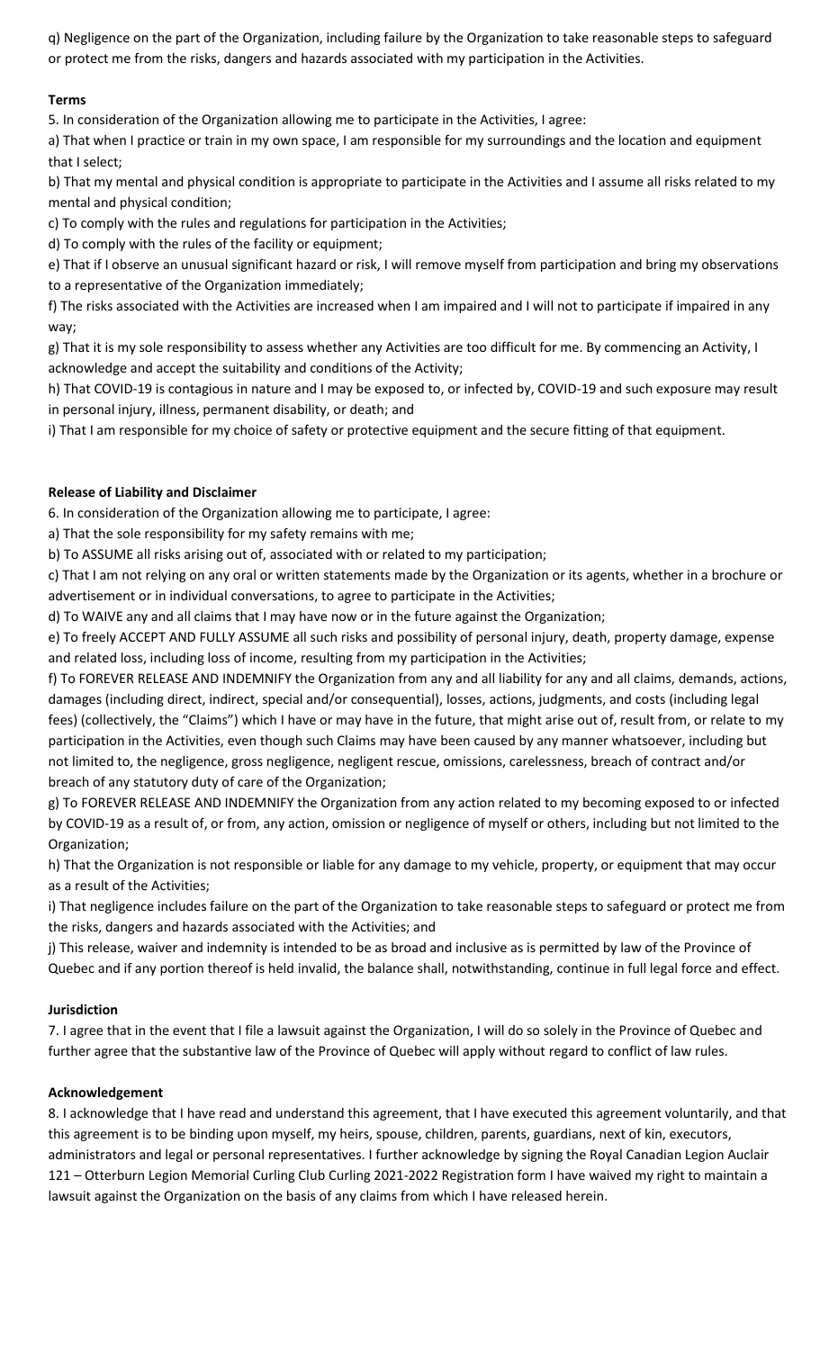q) Negligence on the part of the Organization, including failure by the Organization to take reasonable steps to safeguard or protect me from the risks, dangers and hazards associated with my participation in the Activities.

**Terms**

5. In consideration of the Organization allowing me to participate in the Activities, I agree:

a) That when I practice or train in my own space, I am responsible for my surroundings and the location and equipment that I select;

b) That my mental and physical condition is appropriate to participate in the Activities and I assume all risks related to my mental and physical condition;

c) To comply with the rules and regulations for participation in the Activities;

d) To comply with the rules of the facility or equipment;

e) That if I observe an unusual significant hazard or risk, I will remove myself from participation and bring my observations to a representative of the Organization immediately;

f) The risks associated with the Activities are increased when I am impaired and I will not to participate if impaired in any way;

g) That it is my sole responsibility to assess whether any Activities are too difficult for me. By commencing an Activity, I acknowledge and accept the suitability and conditions of the Activity;

h) That COVID-19 is contagious in nature and I may be exposed to, or infected by, COVID-19 and such exposure may result in personal injury, illness, permanent disability, or death; and

i) That I am responsible for my choice of safety or protective equipment and the secure fitting of that equipment.

**Release of Liability and Disclaimer**

6. In consideration of the Organization allowing me to participate, I agree:

a) That the sole responsibility for my safety remains with me;

b) To ASSUME all risks arising out of, associated with or related to my participation;

c) That I am not relying on any oral or written statements made by the Organization or its agents, whether in a brochure or advertisement or in individual conversations, to agree to participate in the Activities;

d) To WAIVE any and all claims that I may have now or in the future against the Organization;

e) To freely ACCEPT AND FULLY ASSUME all such risks and possibility of personal injury, death, property damage, expense and related loss, including loss of income, resulting from my participation in the Activities;

f) To FOREVER RELEASE AND INDEMNIFY the Organization from any and all liability for any and all claims, demands, actions, damages (including direct, indirect, special and/or consequential), losses, actions, judgments, and costs (including legal fees) (collectively, the "Claims") which I have or may have in the future, that might arise out of, result from, or relate to my participation in the Activities, even though such Claims may have been caused by any manner whatsoever, including but not limited to, the negligence, gross negligence, negligent rescue, omissions, carelessness, breach of contract and/or breach of any statutory duty of care of the Organization;

g) To FOREVER RELEASE AND INDEMNIFY the Organization from any action related to my becoming exposed to or infected by COVID-19 as a result of, or from, any action, omission or negligence of myself or others, including but not limited to the Organization;

h) That the Organization is not responsible or liable for any damage to my vehicle, property, or equipment that may occur as a result of the Activities;

i) That negligence includes failure on the part of the Organization to take reasonable steps to safeguard or protect me from the risks, dangers and hazards associated with the Activities; and

j) This release, waiver and indemnity is intended to be as broad and inclusive as is permitted by law of the Province of Quebec and if any portion thereof is held invalid, the balance shall, notwithstanding, continue in full legal force and effect.

**Jurisdiction**

7. I agree that in the event that I file a lawsuit against the Organization, I will do so solely in the Province of Quebec and further agree that the substantive law of the Province of Quebec will apply without regard to conflict of law rules.

**Acknowledgement**

8. I acknowledge that I have read and understand this agreement, that I have executed this agreement voluntarily, and that this agreement is to be binding upon myself, my heirs, spouse, children, parents, guardians, next of kin, executors, administrators and legal or personal representatives. I further acknowledge by signing the Royal Canadian Legion Auclair 121 – Otterburn Legion Memorial Curling Club Curling 2021-2022 Registration form I have waived my right to maintain a lawsuit against the Organization on the basis of any claims from which I have released herein.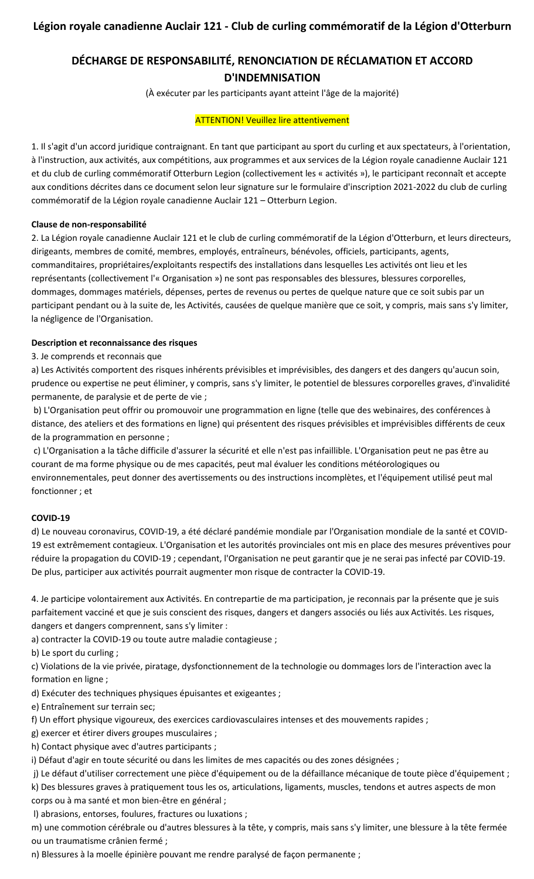**Légion royale canadienne Auclair 121 - Club de curling commémoratif de la Légion d'Otterburn**

# DÉCHARGE DE RESPONSABILITÉ, RENONCIATION DE RÉCLAMATION ET ACCORD D'INDEMNISATION

(À exécuter par les participants ayant atteint l'âge de la majorité)

ATTENTION! Veuillez lire attentivement

1. Il s'agit d'un accord juridique contraignant. En tant que participant au sport du curling et aux spectateurs, à l'orientation, à l'instruction, aux activités, aux compétitions, aux programmes et aux services de la Légion royale canadienne Auclair 121 et du club de curling commémoratif Otterburn Legion (collectivement les « activités »), le participant reconnaît et accepte aux conditions décrites dans ce document selon leur signature sur le formulaire d'inscription 2021-2022 du club de curling commémoratif de la Légion royale canadienne Auclair 121 – Otterburn Legion.

**Clause de non-responsabilité**

2. La Légion royale canadienne Auclair 121 et le club de curling commémoratif de la Légion d'Otterburn, et leurs directeurs, dirigeants, membres de comité, membres, employés, entraîneurs, bénévoles, officiels, participants, agents, commanditaires, propriétaires/exploitants respectifs des installations dans lesquelles Les activités ont lieu et les représentants (collectivement l'« Organisation ») ne sont pas responsables des blessures, blessures corporelles, dommages, dommages matériels, dépenses, pertes de revenus ou pertes de quelque nature que ce soit subis par un participant pendant ou à la suite de, les Activités, causées de quelque manière que ce soit, y compris, mais sans s'y limiter, la négligence de l'Organisation.

**Description et reconnaissance des risques**

3. Je comprends et reconnais que

a) Les Activités comportent des risques inhérents prévisibles et imprévisibles, des dangers et des dangers qu'aucun soin, prudence ou expertise ne peut éliminer, y compris, sans s'y limiter, le potentiel de blessures corporelles graves, d'invalidité permanente, de paralysie et de perte de vie ;

b) L'Organisation peut offrir ou promouvoir une programmation en ligne (telle que des webinaires, des conférences à distance, des ateliers et des formations en ligne) qui présentent des risques prévisibles et imprévisibles différents de ceux de la programmation en personne ;

c) L'Organisation a la tâche difficile d'assurer la sécurité et elle n'est pas infaillible. L'Organisation peut ne pas être au courant de ma forme physique ou de mes capacités, peut mal évaluer les conditions météorologiques ou environnementales, peut donner des avertissements ou des instructions incomplètes, et l'équipement utilisé peut mal fonctionner ; et

**COVID-19**

d) Le nouveau coronavirus, COVID-19, a été déclaré pandémie mondiale par l'Organisation mondiale de la santé et COVID-19 est extrêmement contagieux. L'Organisation et les autorités provinciales ont mis en place des mesures préventives pour réduire la propagation du COVID-19 ; cependant, l'Organisation ne peut garantir que je ne serai pas infecté par COVID-19. De plus, participer aux activités pourrait augmenter mon risque de contracter la COVID-19.

4. Je participe volontairement aux Activités. En contrepartie de ma participation, je reconnais par la présente que je suis parfaitement vacciné et que je suis conscient des risques, dangers et dangers associés ou liés aux Activités. Les risques, dangers et dangers comprennent, sans s'y limiter :

a) contracter la COVID-19 ou toute autre maladie contagieuse ;

b) Le sport du curling ;

c) Violations de la vie privée, piratage, dysfonctionnement de la technologie ou dommages lors de l'interaction avec la formation en ligne ;

d) Exécuter des techniques physiques épuisantes et exigeantes ;

e) Entraînement sur terrain sec;

f) Un effort physique vigoureux, des exercices cardiovasculaires intenses et des mouvements rapides ;

g) exercer et étirer divers groupes musculaires ;

h) Contact physique avec d'autres participants ;

i) Défaut d'agir en toute sécurité ou dans les limites de mes capacités ou des zones désignées ;

j) Le défaut d'utiliser correctement une pièce d'équipement ou de la défaillance mécanique de toute pièce d'équipement ;

k) Des blessures graves à pratiquement tous les os, articulations, ligaments, muscles, tendons et autres aspects de mon corps ou à ma santé et mon bien-être en général ;

l) abrasions, entorses, foulures, fractures ou luxations ;

m) une commotion cérébrale ou d'autres blessures à la tête, y compris, mais sans s'y limiter, une blessure à la tête fermée ou un traumatisme crânien fermé ;

n) Blessures à la moelle épinière pouvant me rendre paralysé de façon permanente ;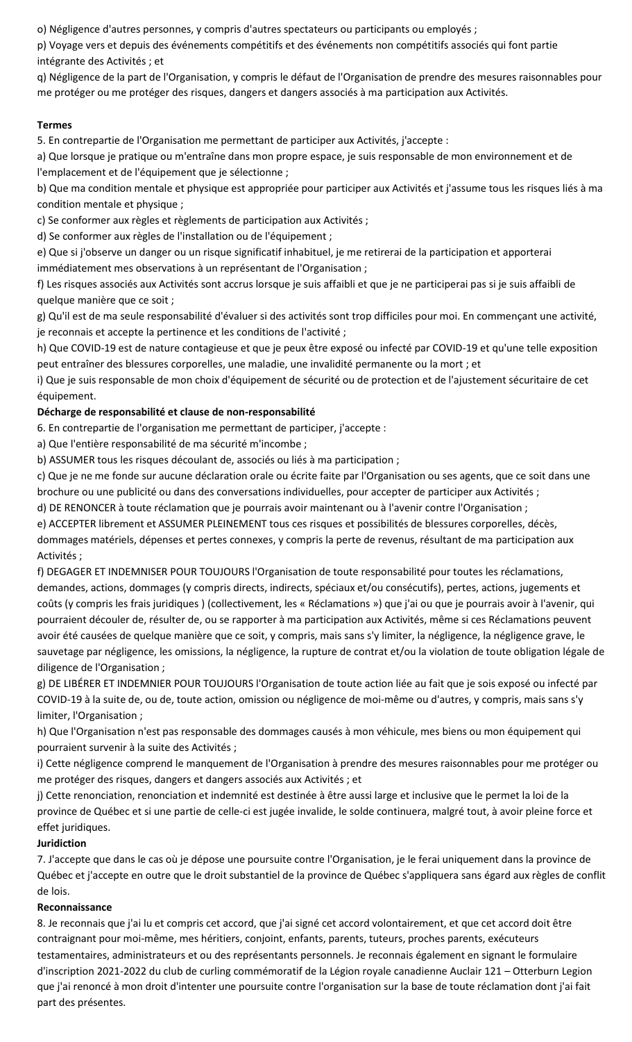o) Négligence d'autres personnes, y compris d'autres spectateurs ou participants ou employés ;

p) Voyage vers et depuis des événements compétitifs et des événements non compétitifs associés qui font partie intégrante des Activités ; et

q) Négligence de la part de l'Organisation, y compris le défaut de l'Organisation de prendre des mesures raisonnables pour me protéger ou me protéger des risques, dangers et dangers associés à ma participation aux Activités.

**Termes**

5. En contrepartie de l'Organisation me permettant de participer aux Activités, j'accepte :

a) Que lorsque je pratique ou m'entraîne dans mon propre espace, je suis responsable de mon environnement et de l'emplacement et de l'équipement que je sélectionne ;

b) Que ma condition mentale et physique est appropriée pour participer aux Activités et j'assume tous les risques liés à ma condition mentale et physique ;

c) Se conformer aux règles et règlements de participation aux Activités ;

d) Se conformer aux règles de l'installation ou de l'équipement ;

e) Que si j'observe un danger ou un risque significatif inhabituel, je me retirerai de la participation et apporterai immédiatement mes observations à un représentant de l'Organisation ;

f) Les risques associés aux Activités sont accrus lorsque je suis affaibli et que je ne participerai pas si je suis affaibli de quelque manière que ce soit ;

g) Qu'il est de ma seule responsabilité d'évaluer si des activités sont trop difficiles pour moi. En commençant une activité, je reconnais et accepte la pertinence et les conditions de l'activité ;

h) Que COVID-19 est de nature contagieuse et que je peux être exposé ou infecté par COVID-19 et qu'une telle exposition peut entraîner des blessures corporelles, une maladie, une invalidité permanente ou la mort ; et

i) Que je suis responsable de mon choix d'équipement de sécurité ou de protection et de l'ajustement sécuritaire de cet équipement.

**Décharge de responsabilité et clause de non-responsabilité**

6. En contrepartie de l'organisation me permettant de participer, j'accepte :

a) Que l'entière responsabilité de ma sécurité m'incombe ;

b) ASSUMER tous les risques découlant de, associés ou liés à ma participation ;

c) Que je ne me fonde sur aucune déclaration orale ou écrite faite par l'Organisation ou ses agents, que ce soit dans une brochure ou une publicité ou dans des conversations individuelles, pour accepter de participer aux Activités ;

d) DE RENONCER à toute réclamation que je pourrais avoir maintenant ou à l'avenir contre l'Organisation ;

e) ACCEPTER librement et ASSUMER PLEINEMENT tous ces risques et possibilités de blessures corporelles, décès, dommages matériels, dépenses et pertes connexes, y compris la perte de revenus, résultant de ma participation aux Activités ;

f) DEGAGER ET INDEMNISER POUR TOUJOURS l'Organisation de toute responsabilité pour toutes les réclamations, demandes, actions, dommages (y compris directs, indirects, spéciaux et/ou consécutifs), pertes, actions, jugements et coûts (y compris les frais juridiques ) (collectivement, les « Réclamations ») que j'ai ou que je pourrais avoir à l'avenir, qui pourraient découler de, résulter de, ou se rapporter à ma participation aux Activités, même si ces Réclamations peuvent avoir été causées de quelque manière que ce soit, y compris, mais sans s'y limiter, la négligence, la négligence grave, le sauvetage par négligence, les omissions, la négligence, la rupture de contrat et/ou la violation de toute obligation légale de diligence de l'Organisation ;

g) DE LIBÉRER ET INDEMNIER POUR TOUJOURS l'Organisation de toute action liée au fait que je sois exposé ou infecté par COVID-19 à la suite de, ou de, toute action, omission ou négligence de moi-même ou d'autres, y compris, mais sans s'y limiter, l'Organisation ;

h) Que l'Organisation n'est pas responsable des dommages causés à mon véhicule, mes biens ou mon équipement qui pourraient survenir à la suite des Activités ;

i) Cette négligence comprend le manquement de l'Organisation à prendre des mesures raisonnables pour me protéger ou me protéger des risques, dangers et dangers associés aux Activités ; et

j) Cette renonciation, renonciation et indemnité est destinée à être aussi large et inclusive que le permet la loi de la province de Québec et si une partie de celle-ci est jugée invalide, le solde continuera, malgré tout, à avoir pleine force et effet juridiques.

**Juridiction**

7. J'accepte que dans le cas où je dépose une poursuite contre l'Organisation, je le ferai uniquement dans la province de Québec et j'accepte en outre que le droit substantiel de la province de Québec s'appliquera sans égard aux règles de conflit de lois.

**Reconnaissance**

8. Je reconnais que j'ai lu et compris cet accord, que j'ai signé cet accord volontairement, et que cet accord doit être contraignant pour moi-même, mes héritiers, conjoint, enfants, parents, tuteurs, proches parents, exécuteurs testamentaires, administrateurs et ou des représentants personnels. Je reconnais également en signant le formulaire d'inscription 2021-2022 du club de curling commémoratif de la Légion royale canadienne Auclair 121 – Otterburn Legion que j'ai renoncé à mon droit d'intenter une poursuite contre l'organisation sur la base de toute réclamation dont j'ai fait part des présentes.